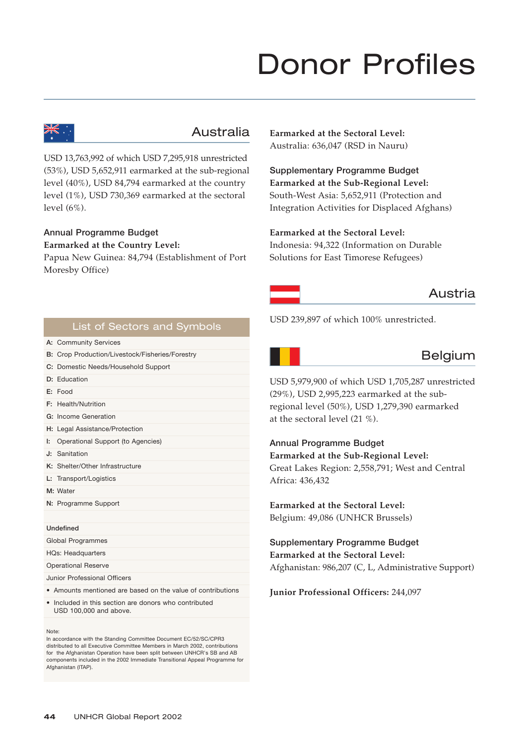# Donor Profiles

## Australia

USD 13,763,992 of which USD 7,295,918 unrestricted (53%), USD 5,652,911 earmarked at the sub-regional level (40%), USD 84,794 earmarked at the country level (1%), USD 730,369 earmarked at the sectoral level (6%).

### Annual Programme Budget

**Earmarked at the Country Level:**
Papua New Guinea: 84,794 (Establishment of Port Moresby Office)

**Earmarked at the Sectoral Level:**
Australia: 636,047 (RSD in Nauru)

### Supplementary Programme Budget

**Earmarked at the Sub-Regional Level:**
South-West Asia: 5,652,911 (Protection and Integration Activities for Displaced Afghans)

**Earmarked at the Sectoral Level:**
Indonesia: 94,322 (Information on Durable Solutions for East Timorese Refugees)

## Austria

USD 239,897 of which 100% unrestricted.

## Belgium

USD 5,979,900 of which USD 1,705,287 unrestricted (29%), USD 2,995,223 earmarked at the sub-regional level (50%), USD 1,279,390 earmarked at the sectoral level (21 %).

### Annual Programme Budget

**Earmarked at the Sub-Regional Level:**
Great Lakes Region: 2,558,791; West and Central Africa: 436,432

**Earmarked at the Sectoral Level:**
Belgium: 49,086 (UNHCR Brussels)

### Supplementary Programme Budget

**Earmarked at the Sectoral Level:**
Afghanistan: 986,207 (C, L, Administrative Support)

**Junior Professional Officers:** 244,097

## List of Sectors and Symbols

- **A:** Community Services
- **B:** Crop Production/Livestock/Fisheries/Forestry
- **C:** Domestic Needs/Household Support
- **D:** Education
- **E:** Food
- **F:** Health/Nutrition
- **G:** Income Generation
- **H:** Legal Assistance/Protection
- **I:** Operational Support (to Agencies)
- **J:** Sanitation
- **K:** Shelter/Other Infrastructure
- **L:** Transport/Logistics
- **M:** Water
- **N:** Programme Support

Undefined

Global Programmes

HQs: Headquarters

Operational Reserve

Junior Professional Officers

- Amounts mentioned are based on the value of contributions
- Included in this section are donors who contributed USD 100,000 and above.

Note:
In accordance with the Standing Committee Document EC/52/SC/CPR3 distributed to all Executive Committee Members in March 2002, contributions for the Afghanistan Operation have been split between UNHCR's SB and AB components included in the 2002 Immediate Transitional Appeal Programme for Afghanistan (ITAP).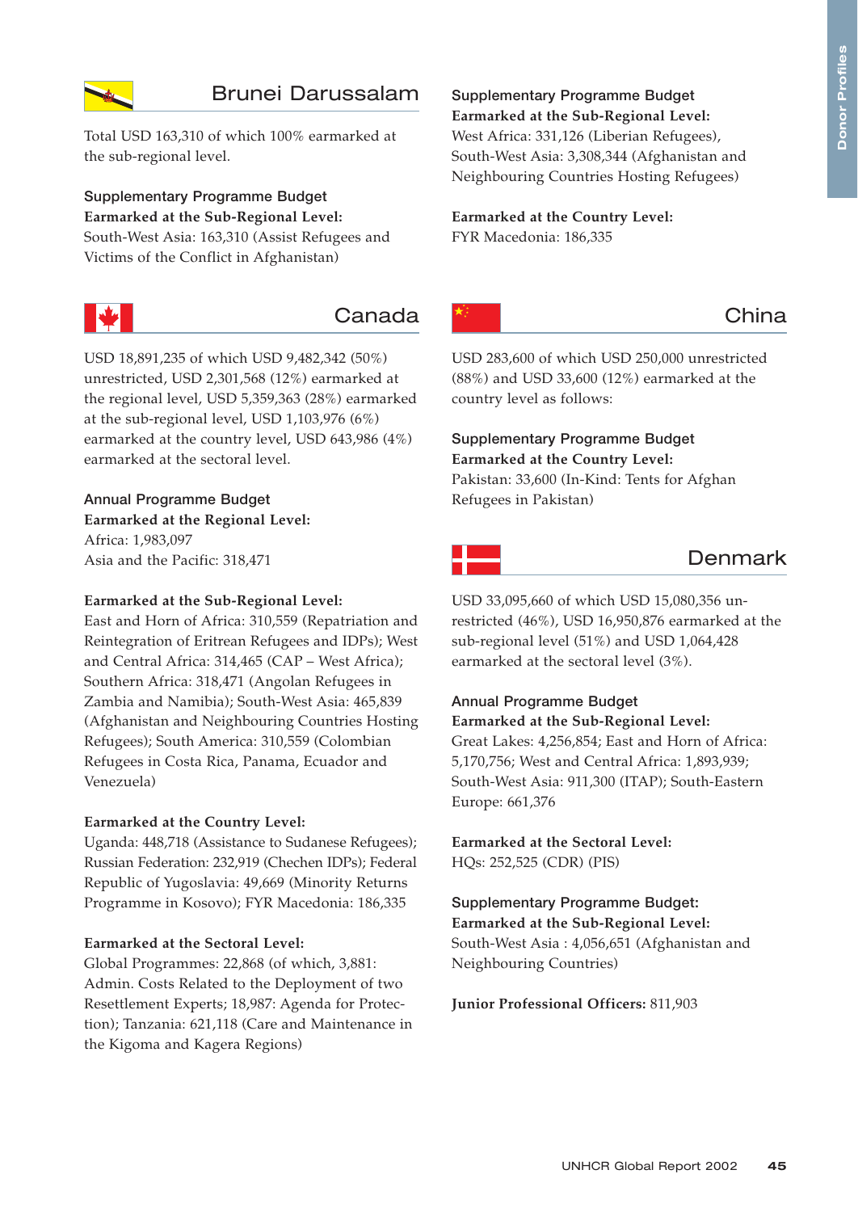## Brunei Darussalam

Total USD 163,310 of which 100% earmarked at the sub-regional level.

### Supplementary Programme Budget

**Earmarked at the Sub-Regional Level:**
South-West Asia: 163,310 (Assist Refugees and Victims of the Conflict in Afghanistan)

## Canada

USD 18,891,235 of which USD 9,482,342 (50%) unrestricted, USD 2,301,568 (12%) earmarked at the regional level, USD 5,359,363 (28%) earmarked at the sub-regional level, USD 1,103,976 (6%) earmarked at the country level, USD 643,986 (4%) earmarked at the sectoral level.

### Annual Programme Budget

**Earmarked at the Regional Level:**
Africa: 1,983,097
Asia and the Pacific: 318,471

**Earmarked at the Sub-Regional Level:**
East and Horn of Africa: 310,559 (Repatriation and Reintegration of Eritrean Refugees and IDPs); West and Central Africa: 314,465 (CAP – West Africa); Southern Africa: 318,471 (Angolan Refugees in Zambia and Namibia); South-West Asia: 465,839 (Afghanistan and Neighbouring Countries Hosting Refugees); South America: 310,559 (Colombian Refugees in Costa Rica, Panama, Ecuador and Venezuela)

**Earmarked at the Country Level:**
Uganda: 448,718 (Assistance to Sudanese Refugees); Russian Federation: 232,919 (Chechen IDPs); Federal Republic of Yugoslavia: 49,669 (Minority Returns Programme in Kosovo); FYR Macedonia: 186,335

**Earmarked at the Sectoral Level:**
Global Programmes: 22,868 (of which, 3,881: Admin. Costs Related to the Deployment of two Resettlement Experts; 18,987: Agenda for Protection); Tanzania: 621,118 (Care and Maintenance in the Kigoma and Kagera Regions)

### Supplementary Programme Budget

**Earmarked at the Sub-Regional Level:**
West Africa: 331,126 (Liberian Refugees), South-West Asia: 3,308,344 (Afghanistan and Neighbouring Countries Hosting Refugees)

**Earmarked at the Country Level:**
FYR Macedonia: 186,335

## China

USD 283,600 of which USD 250,000 unrestricted (88%) and USD 33,600 (12%) earmarked at the country level as follows:

### Supplementary Programme Budget

**Earmarked at the Country Level:**
Pakistan: 33,600 (In-Kind: Tents for Afghan Refugees in Pakistan)

## Denmark

USD 33,095,660 of which USD 15,080,356 unrestricted (46%), USD 16,950,876 earmarked at the sub-regional level (51%) and USD 1,064,428 earmarked at the sectoral level (3%).

### Annual Programme Budget

**Earmarked at the Sub-Regional Level:**
Great Lakes: 4,256,854; East and Horn of Africa: 5,170,756; West and Central Africa: 1,893,939; South-West Asia: 911,300 (ITAP); South-Eastern Europe: 661,376

**Earmarked at the Sectoral Level:**
HQs: 252,525 (CDR) (PIS)

### Supplementary Programme Budget:

**Earmarked at the Sub-Regional Level:**
South-West Asia : 4,056,651 (Afghanistan and Neighbouring Countries)

**Junior Professional Officers:** 811,903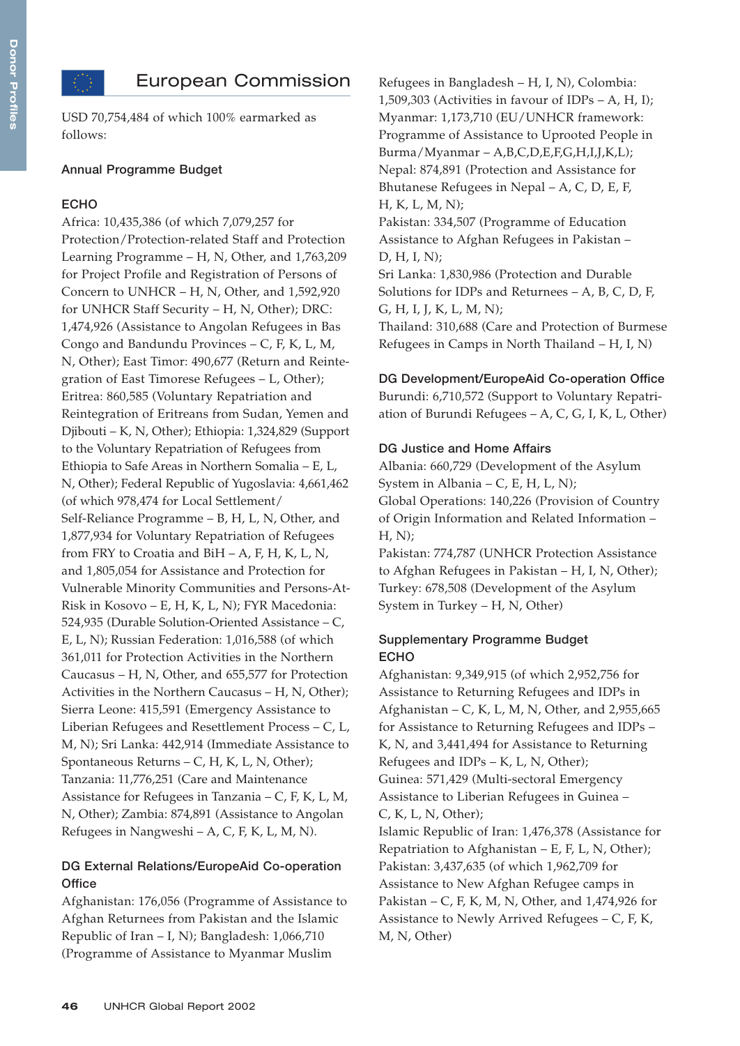## European Commission

USD 70,754,484 of which 100% earmarked as follows:

### Annual Programme Budget

#### ECHO

Africa: 10,435,386 (of which 7,079,257 for Protection/Protection-related Staff and Protection Learning Programme – H, N, Other, and 1,763,209 for Project Profile and Registration of Persons of Concern to UNHCR – H, N, Other, and 1,592,920 for UNHCR Staff Security – H, N, Other); DRC: 1,474,926 (Assistance to Angolan Refugees in Bas Congo and Bandundu Provinces – C, F, K, L, M, N, Other); East Timor: 490,677 (Return and Reintegration of East Timorese Refugees – L, Other); Eritrea: 860,585 (Voluntary Repatriation and Reintegration of Eritreans from Sudan, Yemen and Djibouti – K, N, Other); Ethiopia: 1,324,829 (Support to the Voluntary Repatriation of Refugees from Ethiopia to Safe Areas in Northern Somalia – E, L, N, Other); Federal Republic of Yugoslavia: 4,661,462 (of which 978,474 for Local Settlement/Self-Reliance Programme – B, H, L, N, Other, and 1,877,934 for Voluntary Repatriation of Refugees from FRY to Croatia and BiH – A, F, H, K, L, N, and 1,805,054 for Assistance and Protection for Vulnerable Minority Communities and Persons-At-Risk in Kosovo – E, H, K, L, N); FYR Macedonia: 524,935 (Durable Solution-Oriented Assistance – C, E, L, N); Russian Federation: 1,016,588 (of which 361,011 for Protection Activities in the Northern Caucasus – H, N, Other, and 655,577 for Protection Activities in the Northern Caucasus – H, N, Other); Sierra Leone: 415,591 (Emergency Assistance to Liberian Refugees and Resettlement Process – C, L, M, N); Sri Lanka: 442,914 (Immediate Assistance to Spontaneous Returns – C, H, K, L, N, Other); Tanzania: 11,776,251 (Care and Maintenance Assistance for Refugees in Tanzania – C, F, K, L, M, N, Other); Zambia: 874,891 (Assistance to Angolan Refugees in Nangweshi – A, C, F, K, L, M, N).

#### DG External Relations/EuropeAid Co-operation Office

Afghanistan: 176,056 (Programme of Assistance to Afghan Returnees from Pakistan and the Islamic Republic of Iran – I, N); Bangladesh: 1,066,710 (Programme of Assistance to Myanmar Muslim Refugees in Bangladesh – H, I, N), Colombia: 1,509,303 (Activities in favour of IDPs – A, H, I); Myanmar: 1,173,710 (EU/UNHCR framework: Programme of Assistance to Uprooted People in Burma/Myanmar – A,B,C,D,E,F,G,H,I,J,K,L); Nepal: 874,891 (Protection and Assistance for Bhutanese Refugees in Nepal – A, C, D, E, F, H, K, L, M, N);
Pakistan: 334,507 (Programme of Education Assistance to Afghan Refugees in Pakistan – D, H, I, N);
Sri Lanka: 1,830,986 (Protection and Durable Solutions for IDPs and Returnees – A, B, C, D, F, G, H, I, J, K, L, M, N);
Thailand: 310,688 (Care and Protection of Burmese Refugees in Camps in North Thailand – H, I, N)

#### DG Development/EuropeAid Co-operation Office

Burundi: 6,710,572 (Support to Voluntary Repatriation of Burundi Refugees – A, C, G, I, K, L, Other)

#### DG Justice and Home Affairs

Albania: 660,729 (Development of the Asylum System in Albania – C, E, H, L, N);
Global Operations: 140,226 (Provision of Country of Origin Information and Related Information – H, N);
Pakistan: 774,787 (UNHCR Protection Assistance to Afghan Refugees in Pakistan – H, I, N, Other);
Turkey: 678,508 (Development of the Asylum System in Turkey – H, N, Other)

### Supplementary Programme Budget

#### ECHO

Afghanistan: 9,349,915 (of which 2,952,756 for Assistance to Returning Refugees and IDPs in Afghanistan – C, K, L, M, N, Other, and 2,955,665 for Assistance to Returning Refugees and IDPs – K, N, and 3,441,494 for Assistance to Returning Refugees and IDPs – K, L, N, Other);
Guinea: 571,429 (Multi-sectoral Emergency Assistance to Liberian Refugees in Guinea – C, K, L, N, Other);
Islamic Republic of Iran: 1,476,378 (Assistance for Repatriation to Afghanistan – E, F, L, N, Other);
Pakistan: 3,437,635 (of which 1,962,709 for Assistance to New Afghan Refugee camps in Pakistan – C, F, K, M, N, Other, and 1,474,926 for Assistance to Newly Arrived Refugees – C, F, K, M, N, Other)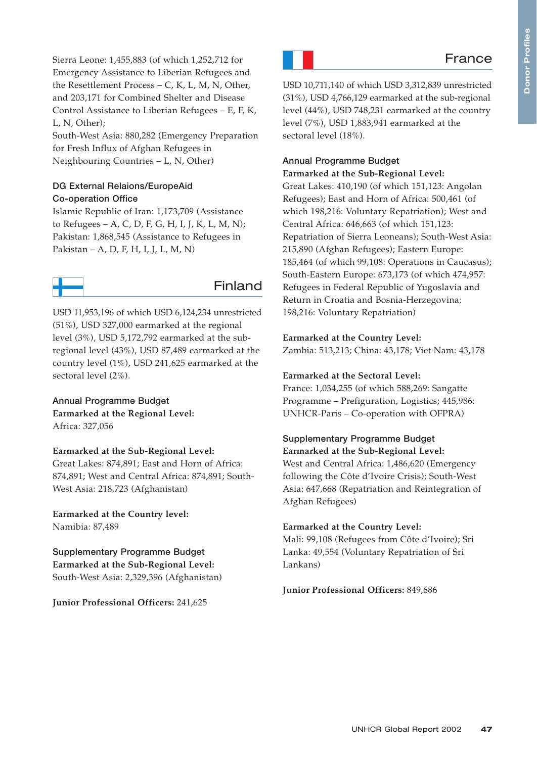Sierra Leone: 1,455,883 (of which 1,252,712 for Emergency Assistance to Liberian Refugees and the Resettlement Process – C, K, L, M, N, Other, and 203,171 for Combined Shelter and Disease Control Assistance to Liberian Refugees – E, F, K, L, N, Other);
South-West Asia: 880,282 (Emergency Preparation for Fresh Influx of Afghan Refugees in Neighbouring Countries – L, N, Other)

### DG External Relaions/EuropeAid Co-operation Office

Islamic Republic of Iran: 1,173,709 (Assistance to Refugees – A, C, D, F, G, H, I, J, K, L, M, N);
Pakistan: 1,868,545 (Assistance to Refugees in Pakistan – A, D, F, H, I, J, L, M, N)

## Finland

USD 11,953,196 of which USD 6,124,234 unrestricted (51%), USD 327,000 earmarked at the regional level (3%), USD 5,172,792 earmarked at the sub-regional level (43%), USD 87,489 earmarked at the country level (1%), USD 241,625 earmarked at the sectoral level (2%).

### Annual Programme Budget

**Earmarked at the Regional Level:**
Africa: 327,056

**Earmarked at the Sub-Regional Level:**
Great Lakes: 874,891; East and Horn of Africa: 874,891; West and Central Africa: 874,891; South-West Asia: 218,723 (Afghanistan)

**Earmarked at the Country level:**
Namibia: 87,489

### Supplementary Programme Budget

**Earmarked at the Sub-Regional Level:**
South-West Asia: 2,329,396 (Afghanistan)

**Junior Professional Officers:** 241,625

## France

USD 10,711,140 of which USD 3,312,839 unrestricted (31%), USD 4,766,129 earmarked at the sub-regional level (44%), USD 748,231 earmarked at the country level (7%), USD 1,883,941 earmarked at the sectoral level (18%).

### Annual Programme Budget

**Earmarked at the Sub-Regional Level:**
Great Lakes: 410,190 (of which 151,123: Angolan Refugees); East and Horn of Africa: 500,461 (of which 198,216: Voluntary Repatriation); West and Central Africa: 646,663 (of which 151,123: Repatriation of Sierra Leoneans); South-West Asia: 215,890 (Afghan Refugees); Eastern Europe: 185,464 (of which 99,108: Operations in Caucasus); South-Eastern Europe: 673,173 (of which 474,957: Refugees in Federal Republic of Yugoslavia and Return in Croatia and Bosnia-Herzegovina; 198,216: Voluntary Repatriation)

**Earmarked at the Country Level:**
Zambia: 513,213; China: 43,178; Viet Nam: 43,178

**Earmarked at the Sectoral Level:**
France: 1,034,255 (of which 588,269: Sangatte Programme – Prefiguration, Logistics; 445,986: UNHCR-Paris – Co-operation with OFPRA)

### Supplementary Programme Budget

**Earmarked at the Sub-Regional Level:**
West and Central Africa: 1,486,620 (Emergency following the Côte d'Ivoire Crisis); South-West Asia: 647,668 (Repatriation and Reintegration of Afghan Refugees)

**Earmarked at the Country Level:**
Mali: 99,108 (Refugees from Côte d'Ivoire); Sri Lanka: 49,554 (Voluntary Repatriation of Sri Lankans)

**Junior Professional Officers:** 849,686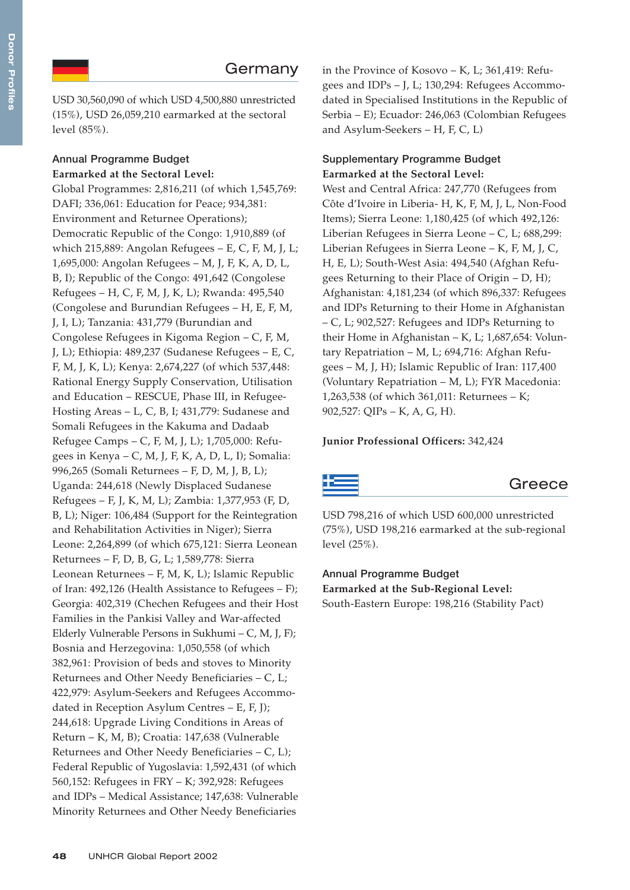## Germany

USD 30,560,090 of which USD 4,500,880 unrestricted (15%), USD 26,059,210 earmarked at the sectoral level (85%).

### Annual Programme Budget

**Earmarked at the Sectoral Level:**

Global Programmes: 2,816,211 (of which 1,545,769: DAFI; 336,061: Education for Peace; 934,381: Environment and Returnee Operations); Democratic Republic of the Congo: 1,910,889 (of which 215,889: Angolan Refugees – E, C, F, M, J, L; 1,695,000: Angolan Refugees – M, J, F, K, A, D, L, B, I); Republic of the Congo: 491,642 (Congolese Refugees – H, C, F, M, J, K, L); Rwanda: 495,540 (Congolese and Burundian Refugees – H, E, F, M, J, I, L); Tanzania: 431,779 (Burundian and Congolese Refugees in Kigoma Region – C, F, M, J, L); Ethiopia: 489,237 (Sudanese Refugees – E, C, F, M, J, K, L); Kenya: 2,674,227 (of which 537,448: Rational Energy Supply Conservation, Utilisation and Education – RESCUE, Phase III, in Refugee-Hosting Areas – L, C, B, I; 431,779: Sudanese and Somali Refugees in the Kakuma and Dadaab Refugee Camps – C, F, M, J, L); 1,705,000: Refugees in Kenya – C, M, J, F, K, A, D, L, I); Somalia: 996,265 (Somali Returnees – F, D, M, J, B, L); Uganda: 244,618 (Newly Displaced Sudanese Refugees – F, J, K, M, L); Zambia: 1,377,953 (F, D, B, L); Niger: 106,484 (Support for the Reintegration and Rehabilitation Activities in Niger); Sierra Leone: 2,264,899 (of which 675,121: Sierra Leonean Returnees – F, D, B, G, L; 1,589,778: Sierra Leonean Returnees – F, M, K, L); Islamic Republic of Iran: 492,126 (Health Assistance to Refugees – F); Georgia: 402,319 (Chechen Refugees and their Host Families in the Pankisi Valley and War-affected Elderly Vulnerable Persons in Sukhumi – C, M, J, F); Bosnia and Herzegovina: 1,050,558 (of which 382,961: Provision of beds and stoves to Minority Returnees and Other Needy Beneficiaries – C, L; 422,979: Asylum-Seekers and Refugees Accommodated in Reception Asylum Centres – E, F, J); 244,618: Upgrade Living Conditions in Areas of Return – K, M, B); Croatia: 147,638 (Vulnerable Returnees and Other Needy Beneficiaries – C, L); Federal Republic of Yugoslavia: 1,592,431 (of which 560,152: Refugees in FRY – K; 392,928: Refugees and IDPs – Medical Assistance; 147,638: Vulnerable Minority Returnees and Other Needy Beneficiaries in the Province of Kosovo – K, L; 361,419: Refugees and IDPs – J, L; 130,294: Refugees Accommodated in Specialised Institutions in the Republic of Serbia – E); Ecuador: 246,063 (Colombian Refugees and Asylum-Seekers – H, F, C, L)

### Supplementary Programme Budget

**Earmarked at the Sectoral Level:**

West and Central Africa: 247,770 (Refugees from Côte d'Ivoire in Liberia- H, K, F, M, J, L, Non-Food Items); Sierra Leone: 1,180,425 (of which 492,126: Liberian Refugees in Sierra Leone – C, L; 688,299: Liberian Refugees in Sierra Leone – K, F, M, J, C, H, E, L); South-West Asia: 494,540 (Afghan Refugees Returning to their Place of Origin – D, H); Afghanistan: 4,181,234 (of which 896,337: Refugees and IDPs Returning to their Home in Afghanistan – C, L; 902,527: Refugees and IDPs Returning to their Home in Afghanistan – K, L; 1,687,654: Voluntary Repatriation – M, L; 694,716: Afghan Refugees – M, J, H); Islamic Republic of Iran: 117,400 (Voluntary Repatriation – M, L); FYR Macedonia: 1,263,538 (of which 361,011: Returnees – K; 902,527: QIPs – K, A, G, H).

**Junior Professional Officers:** 342,424

## Greece

USD 798,216 of which USD 600,000 unrestricted (75%), USD 198,216 earmarked at the sub-regional level (25%).

### Annual Programme Budget

**Earmarked at the Sub-Regional Level:**

South-Eastern Europe: 198,216 (Stability Pact)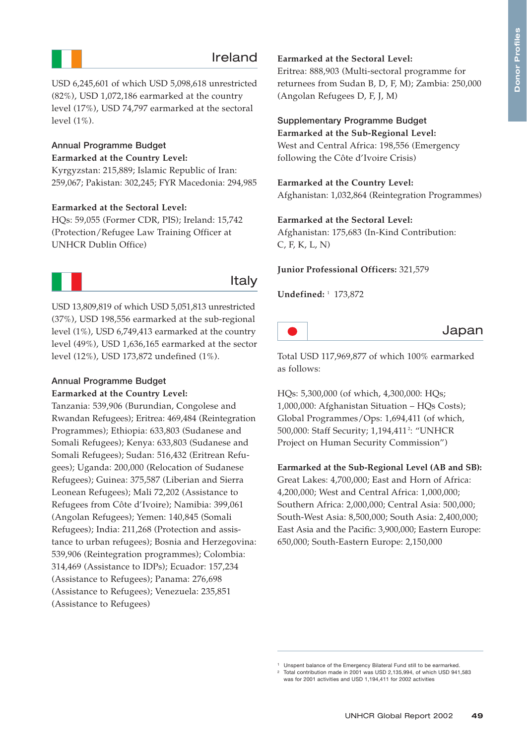## Ireland

USD 6,245,601 of which USD 5,098,618 unrestricted (82%), USD 1,072,186 earmarked at the country level (17%), USD 74,797 earmarked at the sectoral level (1%).

### Annual Programme Budget

**Earmarked at the Country Level:**
Kyrgyzstan: 215,889; Islamic Republic of Iran: 259,067; Pakistan: 302,245; FYR Macedonia: 294,985

**Earmarked at the Sectoral Level:**
HQs: 59,055 (Former CDR, PIS); Ireland: 15,742 (Protection/Refugee Law Training Officer at UNHCR Dublin Office)

## Italy

USD 13,809,819 of which USD 5,051,813 unrestricted (37%), USD 198,556 earmarked at the sub-regional level (1%), USD 6,749,413 earmarked at the country level (49%), USD 1,636,165 earmarked at the sector level (12%), USD 173,872 undefined (1%).

### Annual Programme Budget

**Earmarked at the Country Level:**
Tanzania: 539,906 (Burundian, Congolese and Rwandan Refugees); Eritrea: 469,484 (Reintegration Programmes); Ethiopia: 633,803 (Sudanese and Somali Refugees); Kenya: 633,803 (Sudanese and Somali Refugees); Sudan: 516,432 (Eritrean Refugees); Uganda: 200,000 (Relocation of Sudanese Refugees); Guinea: 375,587 (Liberian and Sierra Leonean Refugees); Mali 72,202 (Assistance to Refugees from Côte d'Ivoire); Namibia: 399,061 (Angolan Refugees); Yemen: 140,845 (Somali Refugees); India: 211,268 (Protection and assistance to urban refugees); Bosnia and Herzegovina: 539,906 (Reintegration programmes); Colombia: 314,469 (Assistance to IDPs); Ecuador: 157,234 (Assistance to Refugees); Panama: 276,698 (Assistance to Refugees); Venezuela: 235,851 (Assistance to Refugees)

**Earmarked at the Sectoral Level:**
Eritrea: 888,903 (Multi-sectoral programme for returnees from Sudan B, D, F, M); Zambia: 250,000 (Angolan Refugees D, F, J, M)

### Supplementary Programme Budget

**Earmarked at the Sub-Regional Level:**
West and Central Africa: 198,556 (Emergency following the Côte d'Ivoire Crisis)

**Earmarked at the Country Level:**
Afghanistan: 1,032,864 (Reintegration Programmes)

**Earmarked at the Sectoral Level:**
Afghanistan: 175,683 (In-Kind Contribution: C, F, K, L, N)

**Junior Professional Officers:** 321,579

**Undefined:** [1] 173,872

## Japan

Total USD 117,969,877 of which 100% earmarked as follows:

HQs: 5,300,000 (of which, 4,300,000: HQs; 1,000,000: Afghanistan Situation – HQs Costs); Global Programmes/Ops: 1,694,411 (of which, 500,000: Staff Security; 1,194,411[2]: "UNHCR Project on Human Security Commission")

**Earmarked at the Sub-Regional Level (AB and SB):**
Great Lakes: 4,700,000; East and Horn of Africa: 4,200,000; West and Central Africa: 1,000,000; Southern Africa: 2,000,000; Central Asia: 500,000; South-West Asia: 8,500,000; South Asia: 2,400,000; East Asia and the Pacific: 3,900,000; Eastern Europe: 650,000; South-Eastern Europe: 2,150,000

---

[1] Unspent balance of the Emergency Bilateral Fund still to be earmarked.
[2] Total contribution made in 2001 was USD 2,135,994, of which USD 941,583 was for 2001 activities and USD 1,194,411 for 2002 activities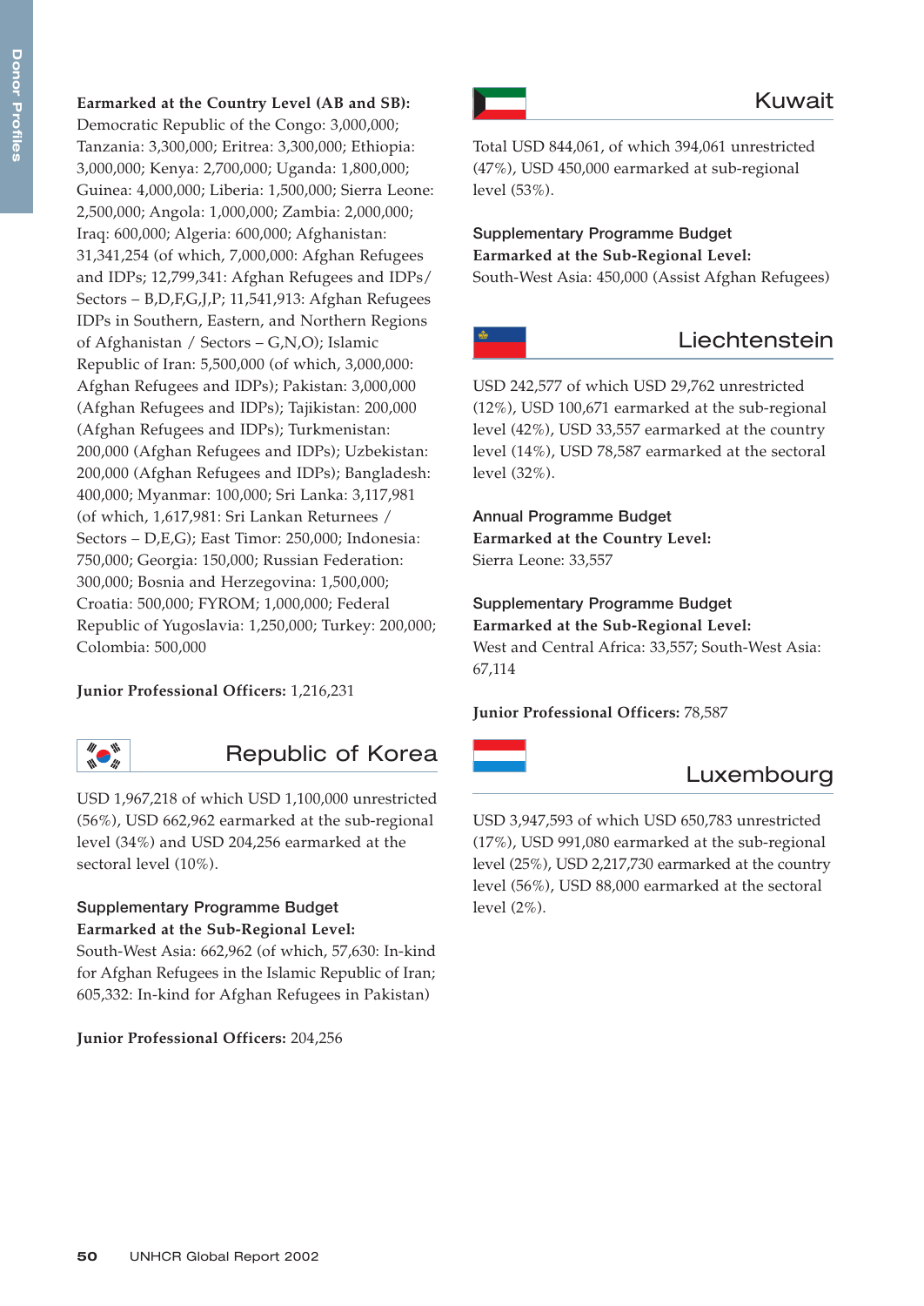**Earmarked at the Country Level (AB and SB):** Democratic Republic of the Congo: 3,000,000; Tanzania: 3,300,000; Eritrea: 3,300,000; Ethiopia: 3,000,000; Kenya: 2,700,000; Uganda: 1,800,000; Guinea: 4,000,000; Liberia: 1,500,000; Sierra Leone: 2,500,000; Angola: 1,000,000; Zambia: 2,000,000; Iraq: 600,000; Algeria: 600,000; Afghanistan: 31,341,254 (of which, 7,000,000: Afghan Refugees and IDPs; 12,799,341: Afghan Refugees and IDPs/ Sectors – B,D,F,G,J,P; 11,541,913: Afghan Refugees IDPs in Southern, Eastern, and Northern Regions of Afghanistan / Sectors – G,N,O); Islamic Republic of Iran: 5,500,000 (of which, 3,000,000: Afghan Refugees and IDPs); Pakistan: 3,000,000 (Afghan Refugees and IDPs); Tajikistan: 200,000 (Afghan Refugees and IDPs); Turkmenistan: 200,000 (Afghan Refugees and IDPs); Uzbekistan: 200,000 (Afghan Refugees and IDPs); Bangladesh: 400,000; Myanmar: 100,000; Sri Lanka: 3,117,981 (of which, 1,617,981: Sri Lankan Returnees / Sectors – D,E,G); East Timor: 250,000; Indonesia: 750,000; Georgia: 150,000; Russian Federation: 300,000; Bosnia and Herzegovina: 1,500,000; Croatia: 500,000; FYROM; 1,000,000; Federal Republic of Yugoslavia: 1,250,000; Turkey: 200,000; Colombia: 500,000

**Junior Professional Officers:** 1,216,231

## Republic of Korea

USD 1,967,218 of which USD 1,100,000 unrestricted (56%), USD 662,962 earmarked at the sub-regional level (34%) and USD 204,256 earmarked at the sectoral level (10%).

### Supplementary Programme Budget

**Earmarked at the Sub-Regional Level:**
South-West Asia: 662,962 (of which, 57,630: In-kind for Afghan Refugees in the Islamic Republic of Iran; 605,332: In-kind for Afghan Refugees in Pakistan)

**Junior Professional Officers:** 204,256

## Kuwait

Total USD 844,061, of which 394,061 unrestricted (47%), USD 450,000 earmarked at sub-regional level (53%).

### Supplementary Programme Budget

**Earmarked at the Sub-Regional Level:**
South-West Asia: 450,000 (Assist Afghan Refugees)

## Liechtenstein

USD 242,577 of which USD 29,762 unrestricted (12%), USD 100,671 earmarked at the sub-regional level (42%), USD 33,557 earmarked at the country level (14%), USD 78,587 earmarked at the sectoral level (32%).

### Annual Programme Budget

**Earmarked at the Country Level:**
Sierra Leone: 33,557

### Supplementary Programme Budget

**Earmarked at the Sub-Regional Level:**
West and Central Africa: 33,557; South-West Asia: 67,114

**Junior Professional Officers:** 78,587

## Luxembourg

USD 3,947,593 of which USD 650,783 unrestricted (17%), USD 991,080 earmarked at the sub-regional level (25%), USD 2,217,730 earmarked at the country level (56%), USD 88,000 earmarked at the sectoral level (2%).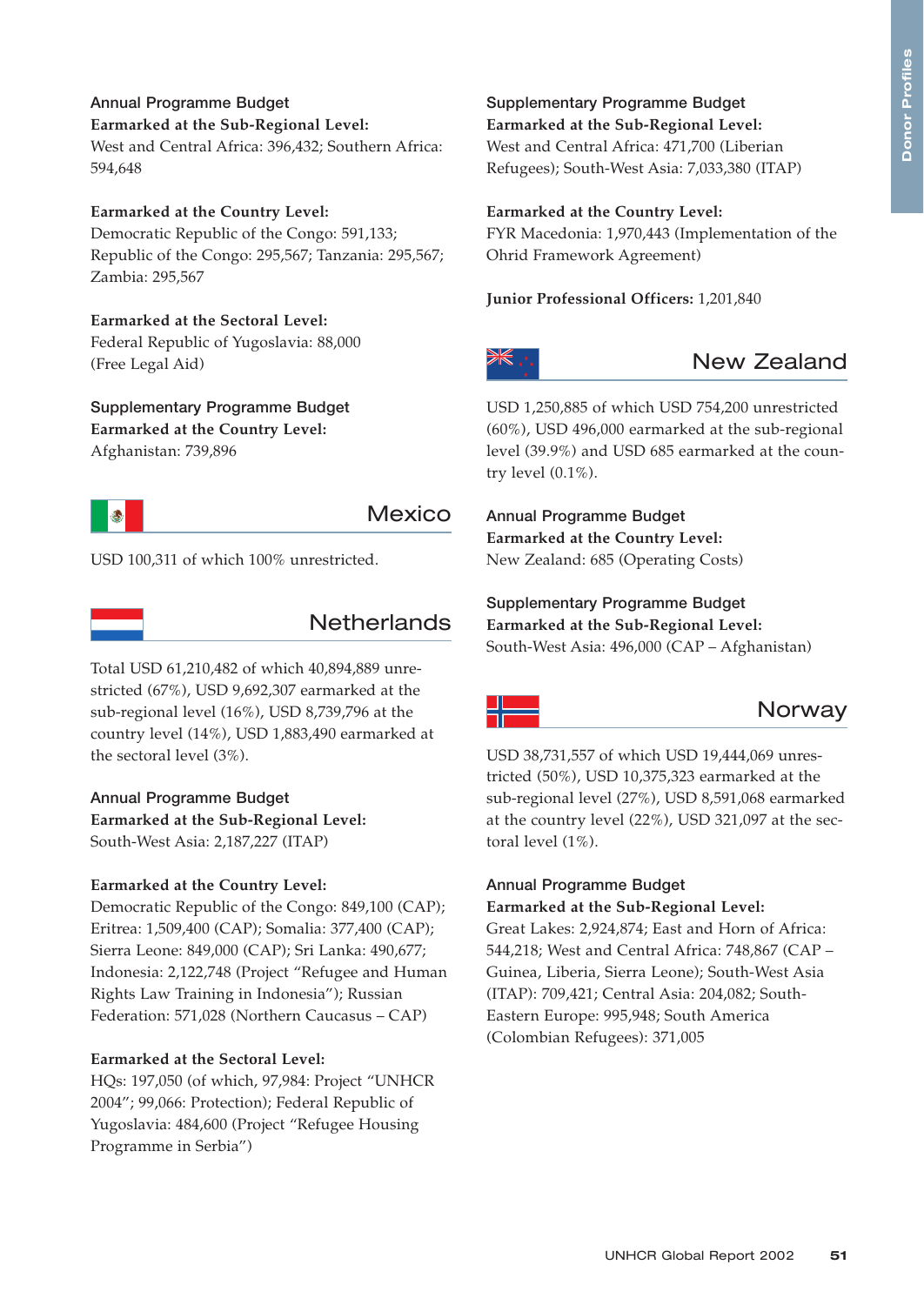Annual Programme Budget

**Earmarked at the Sub-Regional Level:**
West and Central Africa: 396,432; Southern Africa: 594,648

**Earmarked at the Country Level:**
Democratic Republic of the Congo: 591,133; Republic of the Congo: 295,567; Tanzania: 295,567; Zambia: 295,567

**Earmarked at the Sectoral Level:**
Federal Republic of Yugoslavia: 88,000 (Free Legal Aid)

Supplementary Programme Budget

**Earmarked at the Country Level:**
Afghanistan: 739,896

## Mexico

USD 100,311 of which 100% unrestricted.

## Netherlands

Total USD 61,210,482 of which 40,894,889 unrestricted (67%), USD 9,692,307 earmarked at the sub-regional level (16%), USD 8,739,796 at the country level (14%), USD 1,883,490 earmarked at the sectoral level (3%).

Annual Programme Budget

**Earmarked at the Sub-Regional Level:**
South-West Asia: 2,187,227 (ITAP)

**Earmarked at the Country Level:**
Democratic Republic of the Congo: 849,100 (CAP); Eritrea: 1,509,400 (CAP); Somalia: 377,400 (CAP); Sierra Leone: 849,000 (CAP); Sri Lanka: 490,677; Indonesia: 2,122,748 (Project "Refugee and Human Rights Law Training in Indonesia"); Russian Federation: 571,028 (Northern Caucasus – CAP)

**Earmarked at the Sectoral Level:**
HQs: 197,050 (of which, 97,984: Project "UNHCR 2004"; 99,066: Protection); Federal Republic of Yugoslavia: 484,600 (Project "Refugee Housing Programme in Serbia")

Supplementary Programme Budget

**Earmarked at the Sub-Regional Level:**
West and Central Africa: 471,700 (Liberian Refugees); South-West Asia: 7,033,380 (ITAP)

**Earmarked at the Country Level:**
FYR Macedonia: 1,970,443 (Implementation of the Ohrid Framework Agreement)

**Junior Professional Officers:** 1,201,840

## New Zealand

USD 1,250,885 of which USD 754,200 unrestricted (60%), USD 496,000 earmarked at the sub-regional level (39.9%) and USD 685 earmarked at the country level (0.1%).

Annual Programme Budget

**Earmarked at the Country Level:**
New Zealand: 685 (Operating Costs)

Supplementary Programme Budget

**Earmarked at the Sub-Regional Level:**
South-West Asia: 496,000 (CAP – Afghanistan)

## Norway

USD 38,731,557 of which USD 19,444,069 unrestricted (50%), USD 10,375,323 earmarked at the sub-regional level (27%), USD 8,591,068 earmarked at the country level (22%), USD 321,097 at the sectoral level (1%).

Annual Programme Budget

**Earmarked at the Sub-Regional Level:**
Great Lakes: 2,924,874; East and Horn of Africa: 544,218; West and Central Africa: 748,867 (CAP – Guinea, Liberia, Sierra Leone); South-West Asia (ITAP): 709,421; Central Asia: 204,082; South-Eastern Europe: 995,948; South America (Colombian Refugees): 371,005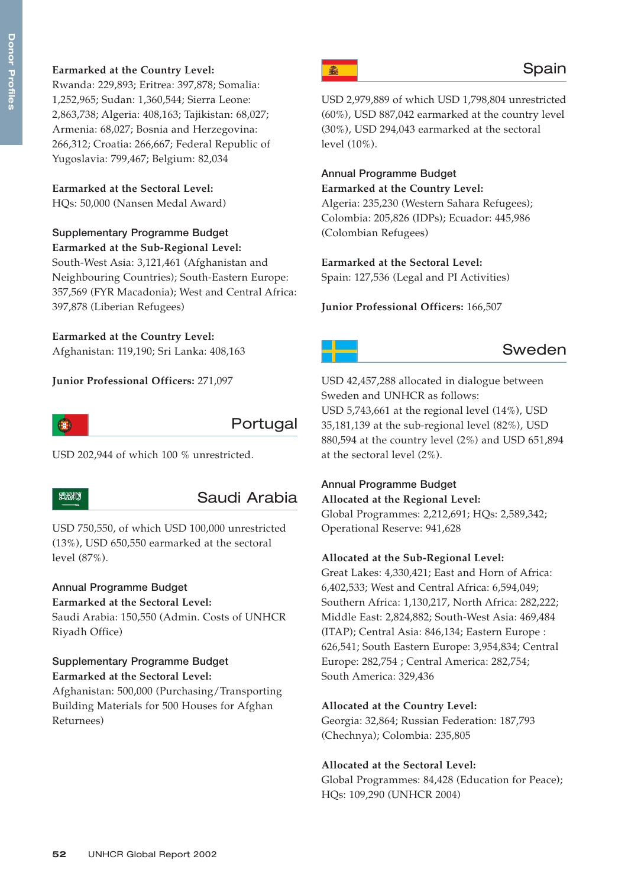**Earmarked at the Country Level:**
Rwanda: 229,893; Eritrea: 397,878; Somalia: 1,252,965; Sudan: 1,360,544; Sierra Leone: 2,863,738; Algeria: 408,163; Tajikistan: 68,027; Armenia: 68,027; Bosnia and Herzegovina: 266,312; Croatia: 266,667; Federal Republic of Yugoslavia: 799,467; Belgium: 82,034

**Earmarked at the Sectoral Level:**
HQs: 50,000 (Nansen Medal Award)

### Supplementary Programme Budget

**Earmarked at the Sub-Regional Level:**
South-West Asia: 3,121,461 (Afghanistan and Neighbouring Countries); South-Eastern Europe: 357,569 (FYR Macadonia); West and Central Africa: 397,878 (Liberian Refugees)

**Earmarked at the Country Level:**
Afghanistan: 119,190; Sri Lanka: 408,163

**Junior Professional Officers:** 271,097

## Portugal

USD 202,944 of which 100 % unrestricted.

## Saudi Arabia

USD 750,550, of which USD 100,000 unrestricted (13%), USD 650,550 earmarked at the sectoral level (87%).

### Annual Programme Budget

**Earmarked at the Sectoral Level:**
Saudi Arabia: 150,550 (Admin. Costs of UNHCR Riyadh Office)

### Supplementary Programme Budget

**Earmarked at the Sectoral Level:**
Afghanistan: 500,000 (Purchasing/Transporting Building Materials for 500 Houses for Afghan Returnees)

## Spain

USD 2,979,889 of which USD 1,798,804 unrestricted (60%), USD 887,042 earmarked at the country level (30%), USD 294,043 earmarked at the sectoral level (10%).

### Annual Programme Budget

**Earmarked at the Country Level:**
Algeria: 235,230 (Western Sahara Refugees); Colombia: 205,826 (IDPs); Ecuador: 445,986 (Colombian Refugees)

**Earmarked at the Sectoral Level:**
Spain: 127,536 (Legal and PI Activities)

**Junior Professional Officers:** 166,507

## Sweden

USD 42,457,288 allocated in dialogue between Sweden and UNHCR as follows:
USD 5,743,661 at the regional level (14%), USD 35,181,139 at the sub-regional level (82%), USD 880,594 at the country level (2%) and USD 651,894 at the sectoral level (2%).

### Annual Programme Budget

**Allocated at the Regional Level:**
Global Programmes: 2,212,691; HQs: 2,589,342; Operational Reserve: 941,628

**Allocated at the Sub-Regional Level:**
Great Lakes: 4,330,421; East and Horn of Africa: 6,402,533; West and Central Africa: 6,594,049; Southern Africa: 1,130,217, North Africa: 282,222; Middle East: 2,824,882; South-West Asia: 469,484 (ITAP); Central Asia: 846,134; Eastern Europe : 626,541; South Eastern Europe: 3,954,834; Central Europe: 282,754 ; Central America: 282,754; South America: 329,436

**Allocated at the Country Level:**
Georgia: 32,864; Russian Federation: 187,793 (Chechnya); Colombia: 235,805

**Allocated at the Sectoral Level:**
Global Programmes: 84,428 (Education for Peace); HQs: 109,290 (UNHCR 2004)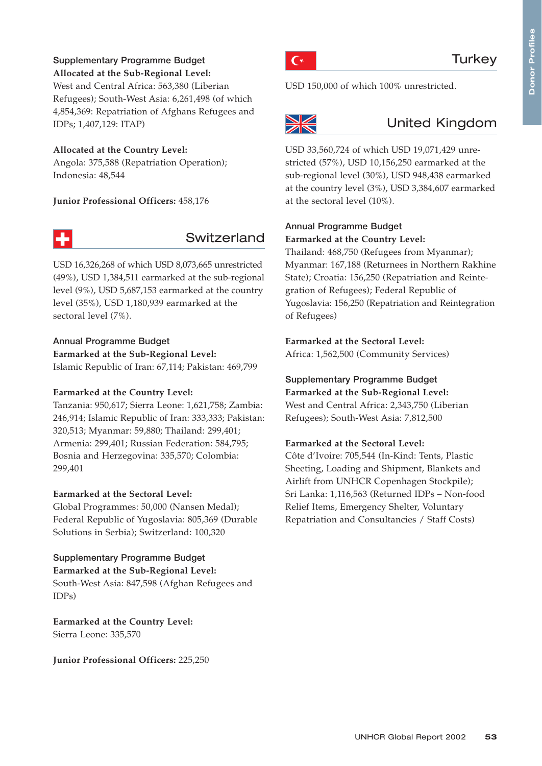### Supplementary Programme Budget

**Allocated at the Sub-Regional Level:**
West and Central Africa: 563,380 (Liberian Refugees); South-West Asia: 6,261,498 (of which 4,854,369: Repatriation of Afghans Refugees and IDPs; 1,407,129: ITAP)

**Allocated at the Country Level:**
Angola: 375,588 (Repatriation Operation); Indonesia: 48,544

**Junior Professional Officers:** 458,176

## Switzerland

USD 16,326,268 of which USD 8,073,665 unrestricted (49%), USD 1,384,511 earmarked at the sub-regional level (9%), USD 5,687,153 earmarked at the country level (35%), USD 1,180,939 earmarked at the sectoral level (7%).

### Annual Programme Budget

**Earmarked at the Sub-Regional Level:**
Islamic Republic of Iran: 67,114; Pakistan: 469,799

**Earmarked at the Country Level:**
Tanzania: 950,617; Sierra Leone: 1,621,758; Zambia: 246,914; Islamic Republic of Iran: 333,333; Pakistan: 320,513; Myanmar: 59,880; Thailand: 299,401; Armenia: 299,401; Russian Federation: 584,795; Bosnia and Herzegovina: 335,570; Colombia: 299,401

**Earmarked at the Sectoral Level:**
Global Programmes: 50,000 (Nansen Medal); Federal Republic of Yugoslavia: 805,369 (Durable Solutions in Serbia); Switzerland: 100,320

### Supplementary Programme Budget

**Earmarked at the Sub-Regional Level:**
South-West Asia: 847,598 (Afghan Refugees and IDPs)

**Earmarked at the Country Level:**
Sierra Leone: 335,570

**Junior Professional Officers:** 225,250

## Turkey

USD 150,000 of which 100% unrestricted.

## United Kingdom

USD 33,560,724 of which USD 19,071,429 unrestricted (57%), USD 10,156,250 earmarked at the sub-regional level (30%), USD 948,438 earmarked at the country level (3%), USD 3,384,607 earmarked at the sectoral level (10%).

### Annual Programme Budget

**Earmarked at the Country Level:**
Thailand: 468,750 (Refugees from Myanmar); Myanmar: 167,188 (Returnees in Northern Rakhine State); Croatia: 156,250 (Repatriation and Reintegration of Refugees); Federal Republic of Yugoslavia: 156,250 (Repatriation and Reintegration of Refugees)

**Earmarked at the Sectoral Level:**
Africa: 1,562,500 (Community Services)

### Supplementary Programme Budget

**Earmarked at the Sub-Regional Level:**
West and Central Africa: 2,343,750 (Liberian Refugees); South-West Asia: 7,812,500

**Earmarked at the Sectoral Level:**
Côte d'Ivoire: 705,544 (In-Kind: Tents, Plastic Sheeting, Loading and Shipment, Blankets and Airlift from UNHCR Copenhagen Stockpile); Sri Lanka: 1,116,563 (Returned IDPs – Non-food Relief Items, Emergency Shelter, Voluntary Repatriation and Consultancies / Staff Costs)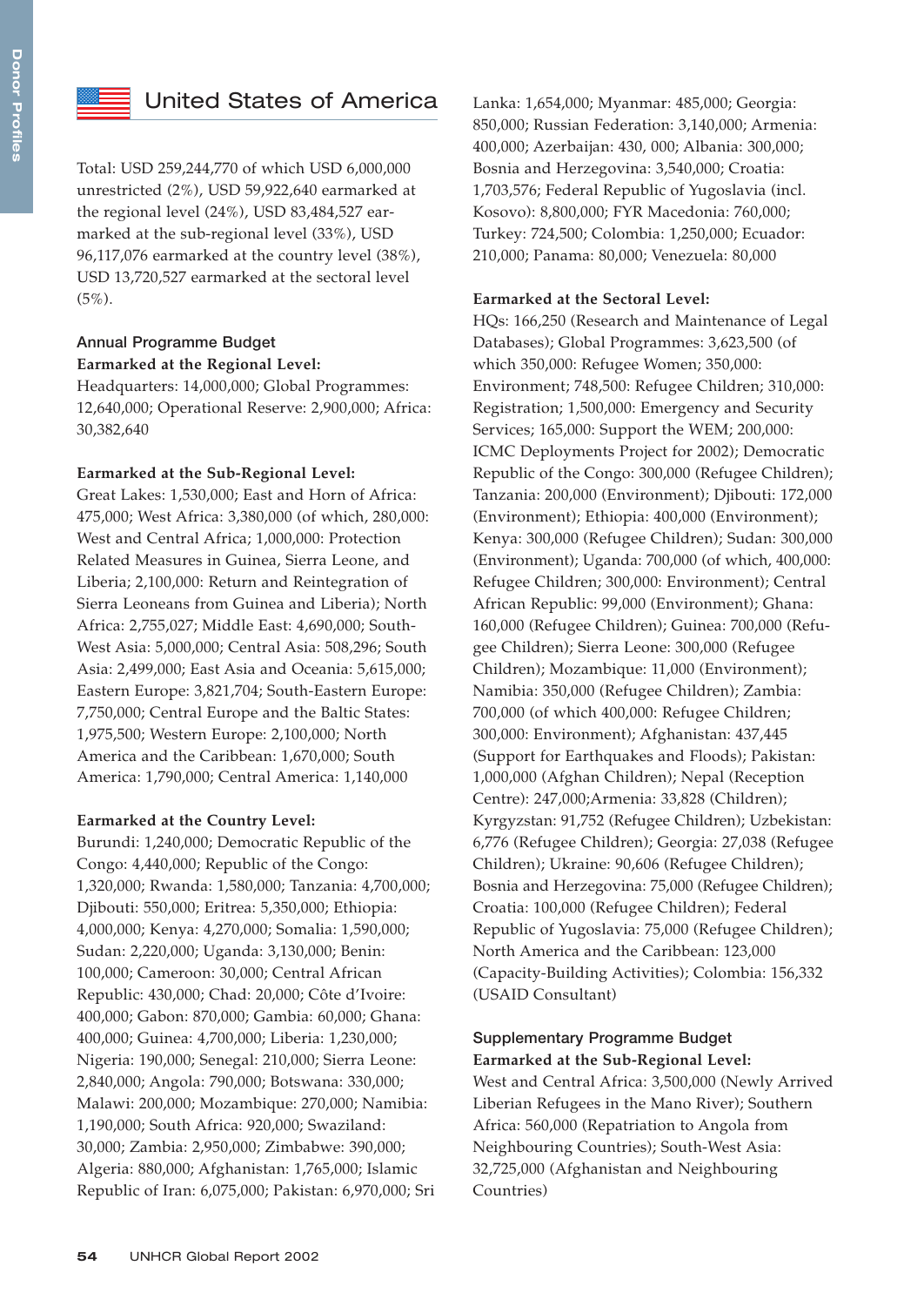## United States of America

Total: USD 259,244,770 of which USD 6,000,000 unrestricted (2%), USD 59,922,640 earmarked at the regional level (24%), USD 83,484,527 earmarked at the sub-regional level (33%), USD 96,117,076 earmarked at the country level (38%), USD 13,720,527 earmarked at the sectoral level (5%).

### Annual Programme Budget

**Earmarked at the Regional Level:**
Headquarters: 14,000,000; Global Programmes: 12,640,000; Operational Reserve: 2,900,000; Africa: 30,382,640

**Earmarked at the Sub-Regional Level:**
Great Lakes: 1,530,000; East and Horn of Africa: 475,000; West Africa: 3,380,000 (of which, 280,000: West and Central Africa; 1,000,000: Protection Related Measures in Guinea, Sierra Leone, and Liberia; 2,100,000: Return and Reintegration of Sierra Leoneans from Guinea and Liberia); North Africa: 2,755,027; Middle East: 4,690,000; South-West Asia: 5,000,000; Central Asia: 508,296; South Asia: 2,499,000; East Asia and Oceania: 5,615,000; Eastern Europe: 3,821,704; South-Eastern Europe: 7,750,000; Central Europe and the Baltic States: 1,975,500; Western Europe: 2,100,000; North America and the Caribbean: 1,670,000; South America: 1,790,000; Central America: 1,140,000

**Earmarked at the Country Level:**
Burundi: 1,240,000; Democratic Republic of the Congo: 4,440,000; Republic of the Congo: 1,320,000; Rwanda: 1,580,000; Tanzania: 4,700,000; Djibouti: 550,000; Eritrea: 5,350,000; Ethiopia: 4,000,000; Kenya: 4,270,000; Somalia: 1,590,000; Sudan: 2,220,000; Uganda: 3,130,000; Benin: 100,000; Cameroon: 30,000; Central African Republic: 430,000; Chad: 20,000; Côte d'Ivoire: 400,000; Gabon: 870,000; Gambia: 60,000; Ghana: 400,000; Guinea: 4,700,000; Liberia: 1,230,000; Nigeria: 190,000; Senegal: 210,000; Sierra Leone: 2,840,000; Angola: 790,000; Botswana: 330,000; Malawi: 200,000; Mozambique: 270,000; Namibia: 1,190,000; South Africa: 920,000; Swaziland: 30,000; Zambia: 2,950,000; Zimbabwe: 390,000; Algeria: 880,000; Afghanistan: 1,765,000; Islamic Republic of Iran: 6,075,000; Pakistan: 6,970,000; Sri Lanka: 1,654,000; Myanmar: 485,000; Georgia: 850,000; Russian Federation: 3,140,000; Armenia: 400,000; Azerbaijan: 430, 000; Albania: 300,000; Bosnia and Herzegovina: 3,540,000; Croatia: 1,703,576; Federal Republic of Yugoslavia (incl. Kosovo): 8,800,000; FYR Macedonia: 760,000; Turkey: 724,500; Colombia: 1,250,000; Ecuador: 210,000; Panama: 80,000; Venezuela: 80,000

**Earmarked at the Sectoral Level:**
HQs: 166,250 (Research and Maintenance of Legal Databases); Global Programmes: 3,623,500 (of which 350,000: Refugee Women; 350,000: Environment; 748,500: Refugee Children; 310,000: Registration; 1,500,000: Emergency and Security Services; 165,000: Support the WEM; 200,000: ICMC Deployments Project for 2002); Democratic Republic of the Congo: 300,000 (Refugee Children); Tanzania: 200,000 (Environment); Djibouti: 172,000 (Environment); Ethiopia: 400,000 (Environment); Kenya: 300,000 (Refugee Children); Sudan: 300,000 (Environment); Uganda: 700,000 (of which, 400,000: Refugee Children; 300,000: Environment); Central African Republic: 99,000 (Environment); Ghana: 160,000 (Refugee Children); Guinea: 700,000 (Refugee Children); Sierra Leone: 300,000 (Refugee Children); Mozambique: 11,000 (Environment); Namibia: 350,000 (Refugee Children); Zambia: 700,000 (of which 400,000: Refugee Children; 300,000: Environment); Afghanistan: 437,445 (Support for Earthquakes and Floods); Pakistan: 1,000,000 (Afghan Children); Nepal (Reception Centre): 247,000;Armenia: 33,828 (Children); Kyrgyzstan: 91,752 (Refugee Children); Uzbekistan: 6,776 (Refugee Children); Georgia: 27,038 (Refugee Children); Ukraine: 90,606 (Refugee Children); Bosnia and Herzegovina: 75,000 (Refugee Children); Croatia: 100,000 (Refugee Children); Federal Republic of Yugoslavia: 75,000 (Refugee Children); North America and the Caribbean: 123,000 (Capacity-Building Activities); Colombia: 156,332 (USAID Consultant)

### Supplementary Programme Budget

**Earmarked at the Sub-Regional Level:**
West and Central Africa: 3,500,000 (Newly Arrived Liberian Refugees in the Mano River); Southern Africa: 560,000 (Repatriation to Angola from Neighbouring Countries); South-West Asia: 32,725,000 (Afghanistan and Neighbouring Countries)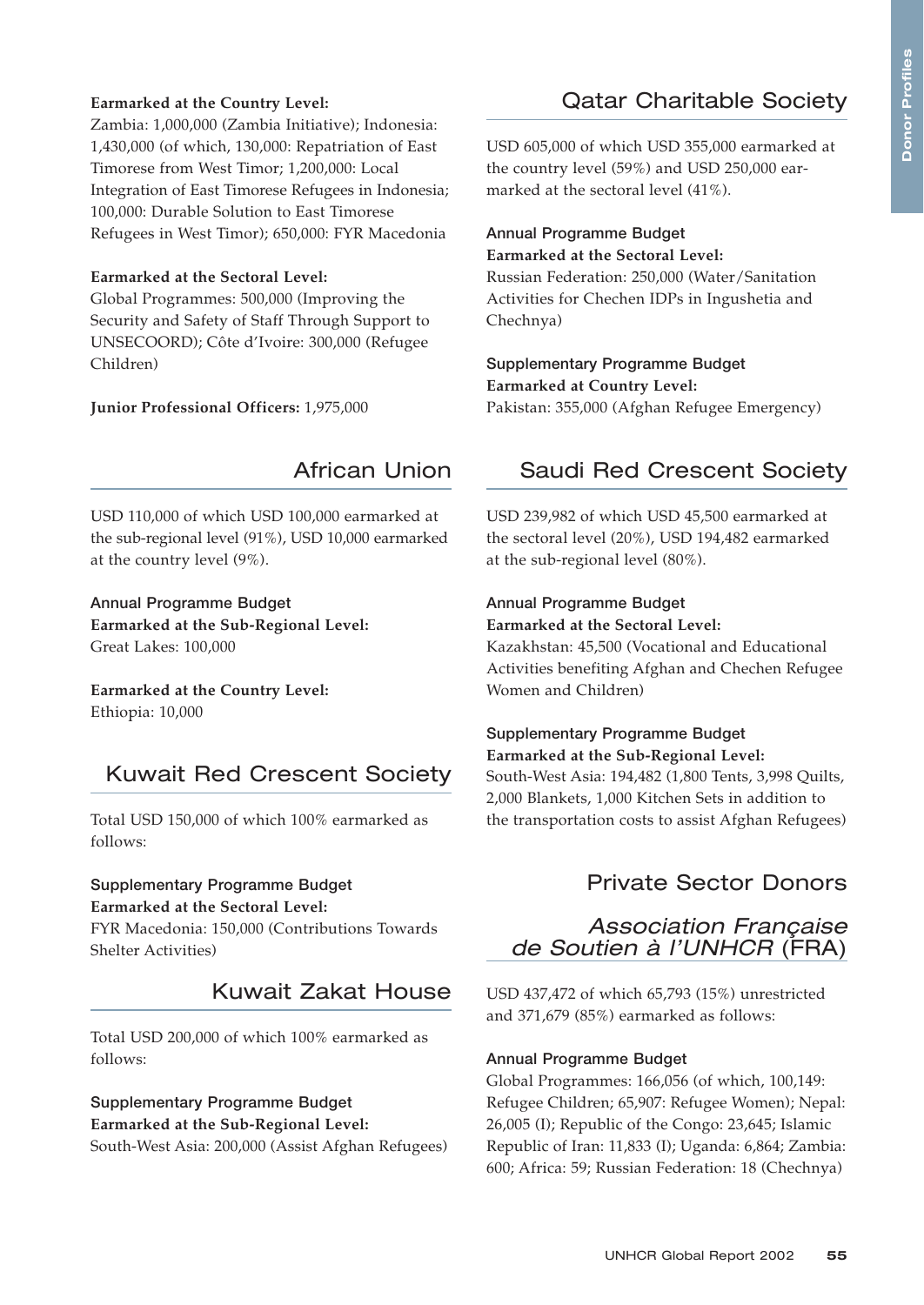**Earmarked at the Country Level:**
Zambia: 1,000,000 (Zambia Initiative); Indonesia: 1,430,000 (of which, 130,000: Repatriation of East Timorese from West Timor; 1,200,000: Local Integration of East Timorese Refugees in Indonesia; 100,000: Durable Solution to East Timorese Refugees in West Timor); 650,000: FYR Macedonia

**Earmarked at the Sectoral Level:**
Global Programmes: 500,000 (Improving the Security and Safety of Staff Through Support to UNSECOORD); Côte d'Ivoire: 300,000 (Refugee Children)

**Junior Professional Officers:** 1,975,000

## African Union

USD 110,000 of which USD 100,000 earmarked at the sub-regional level (91%), USD 10,000 earmarked at the country level (9%).

### Annual Programme Budget

**Earmarked at the Sub-Regional Level:**
Great Lakes: 100,000

**Earmarked at the Country Level:**
Ethiopia: 10,000

## Kuwait Red Crescent Society

Total USD 150,000 of which 100% earmarked as follows:

### Supplementary Programme Budget

**Earmarked at the Sectoral Level:**
FYR Macedonia: 150,000 (Contributions Towards Shelter Activities)

## Kuwait Zakat House

Total USD 200,000 of which 100% earmarked as follows:

### Supplementary Programme Budget

**Earmarked at the Sub-Regional Level:**
South-West Asia: 200,000 (Assist Afghan Refugees)

## Qatar Charitable Society

USD 605,000 of which USD 355,000 earmarked at the country level (59%) and USD 250,000 earmarked at the sectoral level (41%).

### Annual Programme Budget

**Earmarked at the Sectoral Level:**
Russian Federation: 250,000 (Water/Sanitation Activities for Chechen IDPs in Ingushetia and Chechnya)

### Supplementary Programme Budget

**Earmarked at Country Level:**
Pakistan: 355,000 (Afghan Refugee Emergency)

## Saudi Red Crescent Society

USD 239,982 of which USD 45,500 earmarked at the sectoral level (20%), USD 194,482 earmarked at the sub-regional level (80%).

### Annual Programme Budget

**Earmarked at the Sectoral Level:**
Kazakhstan: 45,500 (Vocational and Educational Activities benefiting Afghan and Chechen Refugee Women and Children)

### Supplementary Programme Budget

**Earmarked at the Sub-Regional Level:**
South-West Asia: 194,482 (1,800 Tents, 3,998 Quilts, 2,000 Blankets, 1,000 Kitchen Sets in addition to the transportation costs to assist Afghan Refugees)

## Private Sector Donors

## *Association Française de Soutien à l'UNHCR* (FRA)

USD 437,472 of which 65,793 (15%) unrestricted and 371,679 (85%) earmarked as follows:

### Annual Programme Budget

Global Programmes: 166,056 (of which, 100,149: Refugee Children; 65,907: Refugee Women); Nepal: 26,005 (I); Republic of the Congo: 23,645; Islamic Republic of Iran: 11,833 (I); Uganda: 6,864; Zambia: 600; Africa: 59; Russian Federation: 18 (Chechnya)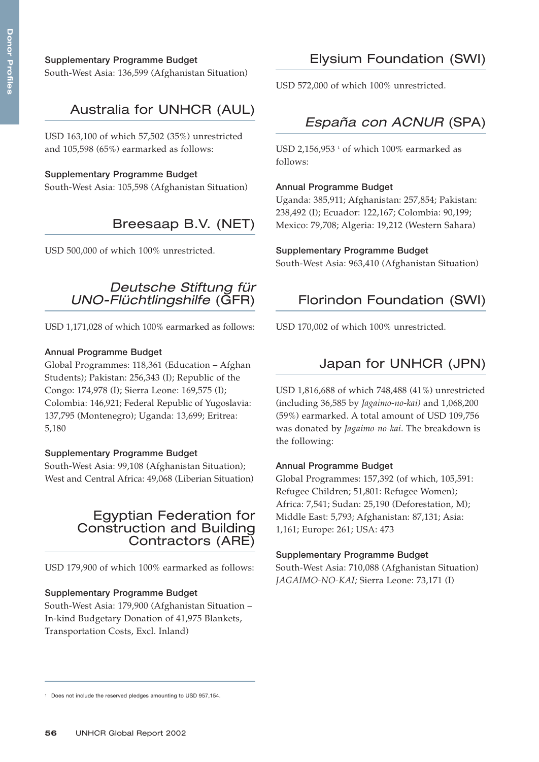**Supplementary Programme Budget**
South-West Asia: 136,599 (Afghanistan Situation)

## Australia for UNHCR (AUL)

USD 163,100 of which 57,502 (35%) unrestricted and 105,598 (65%) earmarked as follows:

**Supplementary Programme Budget**
South-West Asia: 105,598 (Afghanistan Situation)

## Breesaap B.V. (NET)

USD 500,000 of which 100% unrestricted.

## *Deutsche Stiftung für UNO-Flüchtlingshilfe* (GFR)

USD 1,171,028 of which 100% earmarked as follows:

**Annual Programme Budget**
Global Programmes: 118,361 (Education – Afghan Students); Pakistan: 256,343 (I); Republic of the Congo: 174,978 (I); Sierra Leone: 169,575 (I); Colombia: 146,921; Federal Republic of Yugoslavia: 137,795 (Montenegro); Uganda: 13,699; Eritrea: 5,180

**Supplementary Programme Budget**
South-West Asia: 99,108 (Afghanistan Situation); West and Central Africa: 49,068 (Liberian Situation)

## Egyptian Federation for Construction and Building Contractors (ARE)

USD 179,900 of which 100% earmarked as follows:

**Supplementary Programme Budget**
South-West Asia: 179,900 (Afghanistan Situation – In-kind Budgetary Donation of 41,975 Blankets, Transportation Costs, Excl. Inland)

## Elysium Foundation (SWI)

USD 572,000 of which 100% unrestricted.

## *España con ACNUR* (SPA)

USD 2,156,953 [1] of which 100% earmarked as follows:

**Annual Programme Budget**
Uganda: 385,911; Afghanistan: 257,854; Pakistan: 238,492 (I); Ecuador: 122,167; Colombia: 90,199; Mexico: 79,708; Algeria: 19,212 (Western Sahara)

**Supplementary Programme Budget**
South-West Asia: 963,410 (Afghanistan Situation)

## Florindon Foundation (SWI)

USD 170,002 of which 100% unrestricted.

## Japan for UNHCR (JPN)

USD 1,816,688 of which 748,488 (41%) unrestricted (including 36,585 by *Jagaimo-no-kai)* and 1,068,200 (59%) earmarked. A total amount of USD 109,756 was donated by *Jagaimo-no-kai*. The breakdown is the following:

**Annual Programme Budget**
Global Programmes: 157,392 (of which, 105,591: Refugee Children; 51,801: Refugee Women); Africa: 7,541; Sudan: 25,190 (Deforestation, M); Middle East: 5,793; Afghanistan: 87,131; Asia: 1,161; Europe: 261; USA: 473

**Supplementary Programme Budget**
South-West Asia: 710,088 (Afghanistan Situation)
*JAGAIMO-NO-KAI;* Sierra Leone: 73,171 (I)

[1] Does not include the reserved pledges amounting to USD 957,154.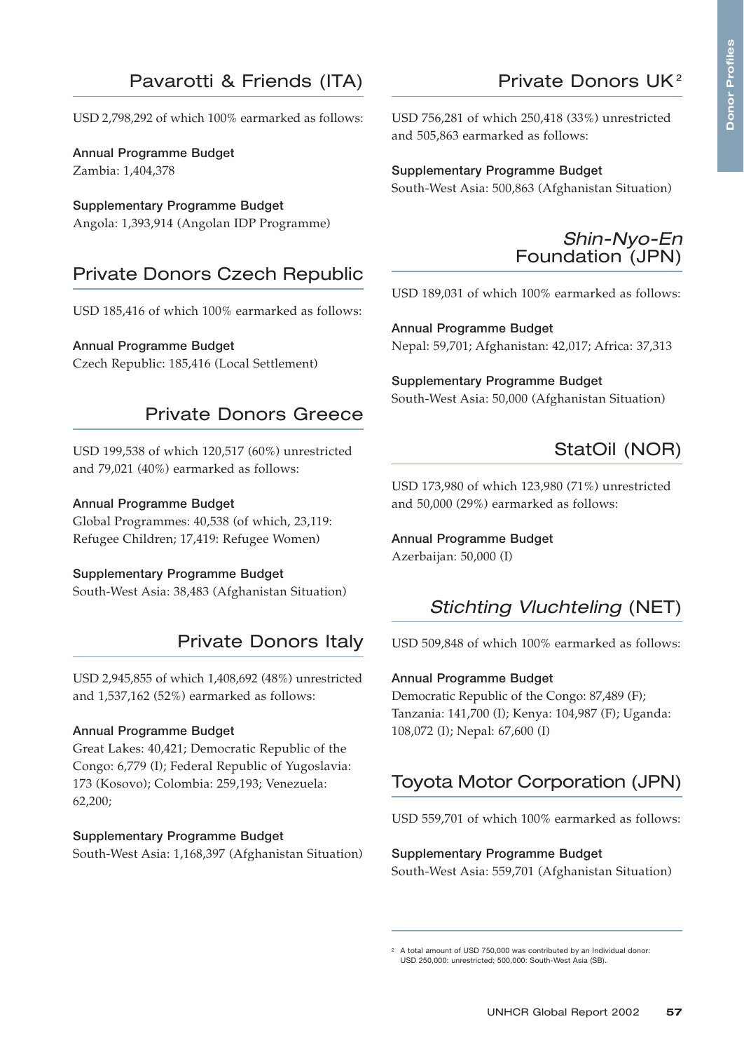## Pavarotti & Friends (ITA)

USD 2,798,292 of which 100% earmarked as follows:

**Annual Programme Budget**
Zambia: 1,404,378

**Supplementary Programme Budget**
Angola: 1,393,914 (Angolan IDP Programme)

## Private Donors Czech Republic

USD 185,416 of which 100% earmarked as follows:

**Annual Programme Budget**
Czech Republic: 185,416 (Local Settlement)

## Private Donors Greece

USD 199,538 of which 120,517 (60%) unrestricted and 79,021 (40%) earmarked as follows:

**Annual Programme Budget**
Global Programmes: 40,538 (of which, 23,119: Refugee Children; 17,419: Refugee Women)

**Supplementary Programme Budget**
South-West Asia: 38,483 (Afghanistan Situation)

## Private Donors Italy

USD 2,945,855 of which 1,408,692 (48%) unrestricted and 1,537,162 (52%) earmarked as follows:

**Annual Programme Budget**
Great Lakes: 40,421; Democratic Republic of the Congo: 6,779 (I); Federal Republic of Yugoslavia: 173 (Kosovo); Colombia: 259,193; Venezuela: 62,200;

**Supplementary Programme Budget**
South-West Asia: 1,168,397 (Afghanistan Situation)

## Private Donors UK[2]

USD 756,281 of which 250,418 (33%) unrestricted and 505,863 earmarked as follows:

**Supplementary Programme Budget**
South-West Asia: 500,863 (Afghanistan Situation)

## *Shin-Nyo-En* Foundation (JPN)

USD 189,031 of which 100% earmarked as follows:

**Annual Programme Budget**
Nepal: 59,701; Afghanistan: 42,017; Africa: 37,313

**Supplementary Programme Budget**
South-West Asia: 50,000 (Afghanistan Situation)

## StatOil (NOR)

USD 173,980 of which 123,980 (71%) unrestricted and 50,000 (29%) earmarked as follows:

**Annual Programme Budget**
Azerbaijan: 50,000 (I)

## *Stichting Vluchteling* (NET)

USD 509,848 of which 100% earmarked as follows:

**Annual Programme Budget**
Democratic Republic of the Congo: 87,489 (F); Tanzania: 141,700 (I); Kenya: 104,987 (F); Uganda: 108,072 (I); Nepal: 67,600 (I)

## Toyota Motor Corporation (JPN)

USD 559,701 of which 100% earmarked as follows:

**Supplementary Programme Budget**
South-West Asia: 559,701 (Afghanistan Situation)

---

[2] A total amount of USD 750,000 was contributed by an Individual donor: USD 250,000: unrestricted; 500,000: South-West Asia (SB).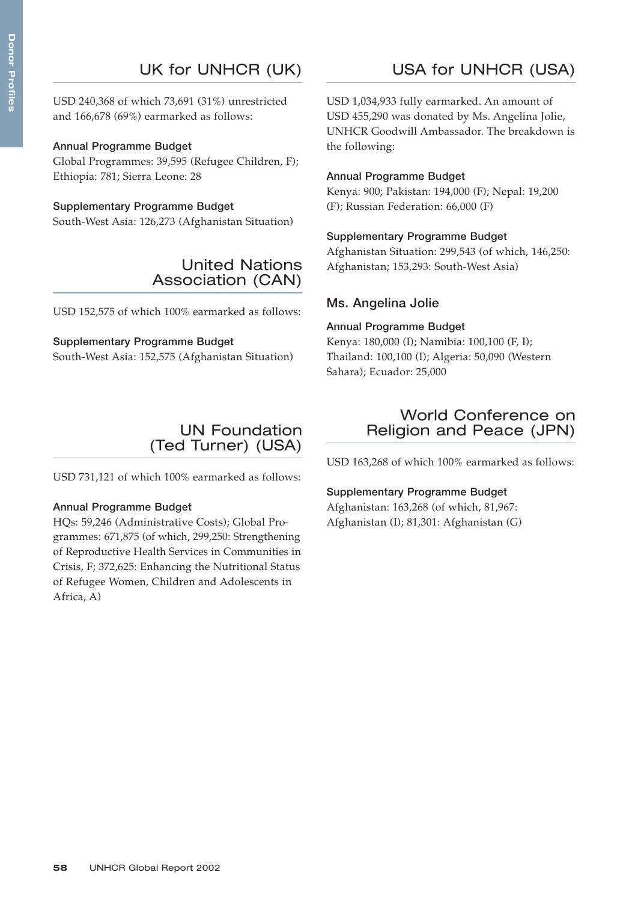## UK for UNHCR (UK)

USD 240,368 of which 73,691 (31%) unrestricted and 166,678 (69%) earmarked as follows:

### Annual Programme Budget

Global Programmes: 39,595 (Refugee Children, F); Ethiopia: 781; Sierra Leone: 28

### Supplementary Programme Budget

South-West Asia: 126,273 (Afghanistan Situation)

## United Nations Association (CAN)

USD 152,575 of which 100% earmarked as follows:

### Supplementary Programme Budget

South-West Asia: 152,575 (Afghanistan Situation)

## UN Foundation (Ted Turner) (USA)

USD 731,121 of which 100% earmarked as follows:

### Annual Programme Budget

HQs: 59,246 (Administrative Costs); Global Programmes: 671,875 (of which, 299,250: Strengthening of Reproductive Health Services in Communities in Crisis, F; 372,625: Enhancing the Nutritional Status of Refugee Women, Children and Adolescents in Africa, A)

## USA for UNHCR (USA)

USD 1,034,933 fully earmarked. An amount of USD 455,290 was donated by Ms. Angelina Jolie, UNHCR Goodwill Ambassador. The breakdown is the following:

### Annual Programme Budget

Kenya: 900; Pakistan: 194,000 (F); Nepal: 19,200 (F); Russian Federation: 66,000 (F)

### Supplementary Programme Budget

Afghanistan Situation: 299,543 (of which, 146,250: Afghanistan; 153,293: South-West Asia)

### Ms. Angelina Jolie

#### Annual Programme Budget

Kenya: 180,000 (I); Namibia: 100,100 (F, I); Thailand: 100,100 (I); Algeria: 50,090 (Western Sahara); Ecuador: 25,000

## World Conference on Religion and Peace (JPN)

USD 163,268 of which 100% earmarked as follows:

### Supplementary Programme Budget

Afghanistan: 163,268 (of which, 81,967: Afghanistan (I); 81,301: Afghanistan (G)